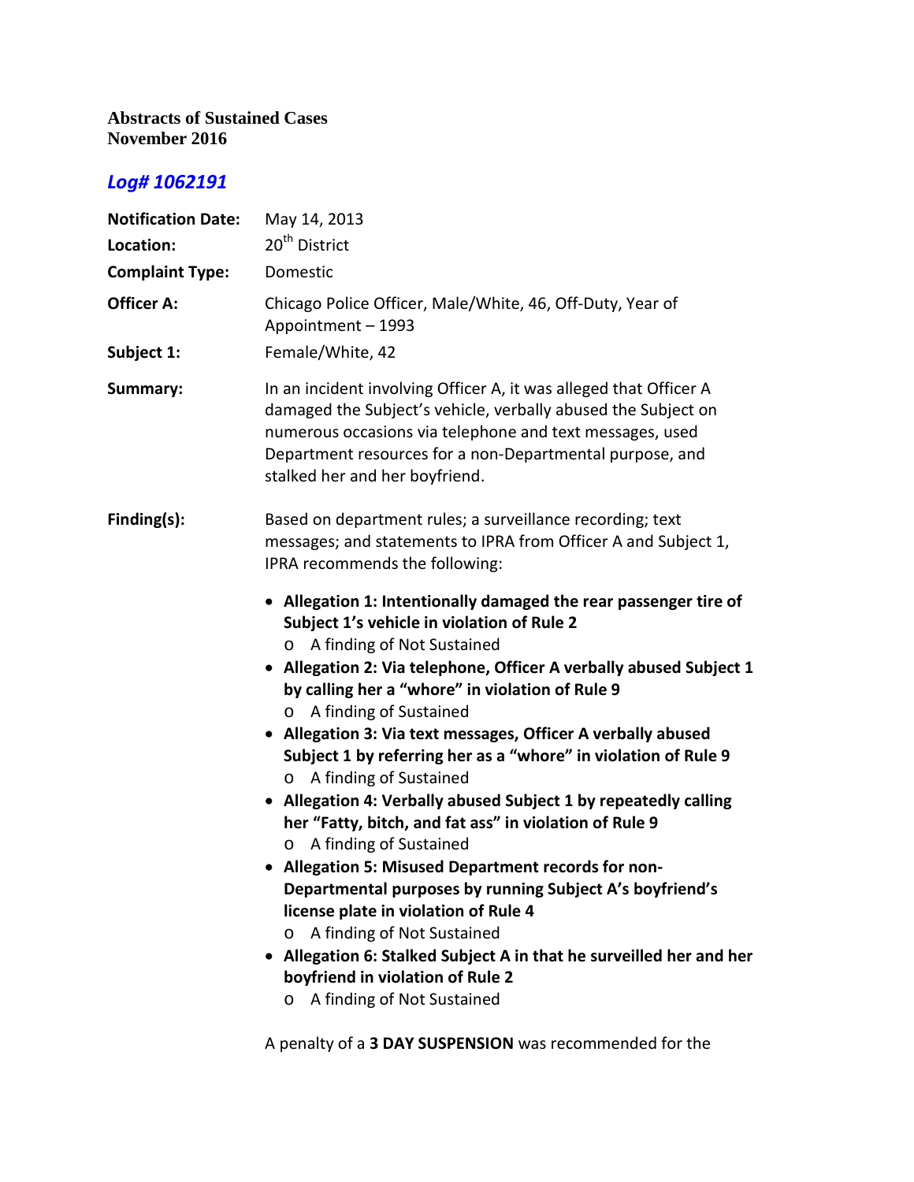**Abstracts of Sustained Cases**
**November 2016**

## *Log# 1062191*

**Notification Date:** May 14, 2013

**Location:** 20th District

**Complaint Type:** Domestic

**Officer A:** Chicago Police Officer, Male/White, 46, Off-Duty, Year of Appointment – 1993

**Subject 1:** Female/White, 42

**Summary:** In an incident involving Officer A, it was alleged that Officer A damaged the Subject's vehicle, verbally abused the Subject on numerous occasions via telephone and text messages, used Department resources for a non-Departmental purpose, and stalked her and her boyfriend.

**Finding(s):** Based on department rules; a surveillance recording; text messages; and statements to IPRA from Officer A and Subject 1, IPRA recommends the following:

- **Allegation 1: Intentionally damaged the rear passenger tire of Subject 1's vehicle in violation of Rule 2**
  - A finding of Not Sustained
- **Allegation 2: Via telephone, Officer A verbally abused Subject 1 by calling her a "whore" in violation of Rule 9**
  - A finding of Sustained
- **Allegation 3: Via text messages, Officer A verbally abused Subject 1 by referring her as a "whore" in violation of Rule 9**
  - A finding of Sustained
- **Allegation 4: Verbally abused Subject 1 by repeatedly calling her "Fatty, bitch, and fat ass" in violation of Rule 9**
  - A finding of Sustained
- **Allegation 5: Misused Department records for non-Departmental purposes by running Subject A's boyfriend's license plate in violation of Rule 4**
  - A finding of Not Sustained
- **Allegation 6: Stalked Subject A in that he surveilled her and her boyfriend in violation of Rule 2**
  - A finding of Not Sustained

A penalty of a **3 DAY SUSPENSION** was recommended for the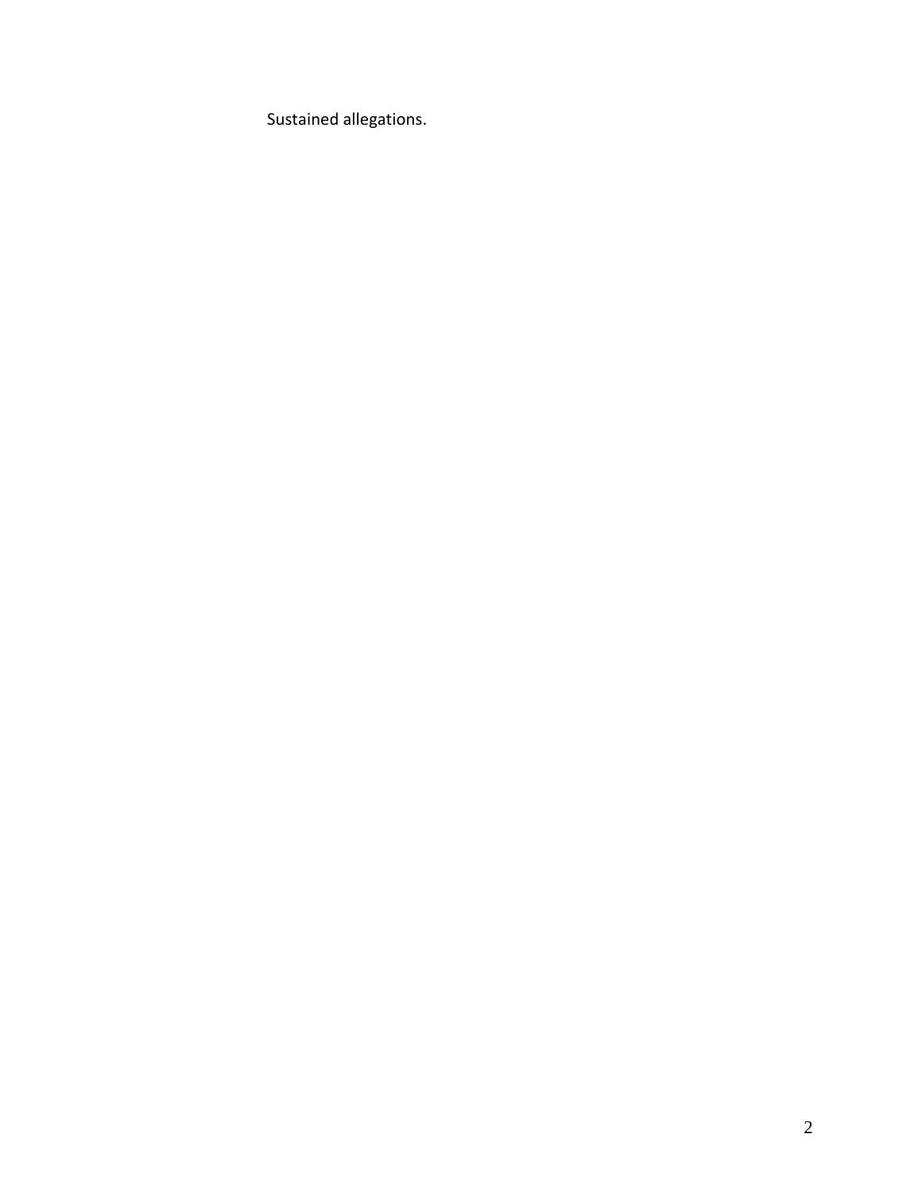Sustained allegations.